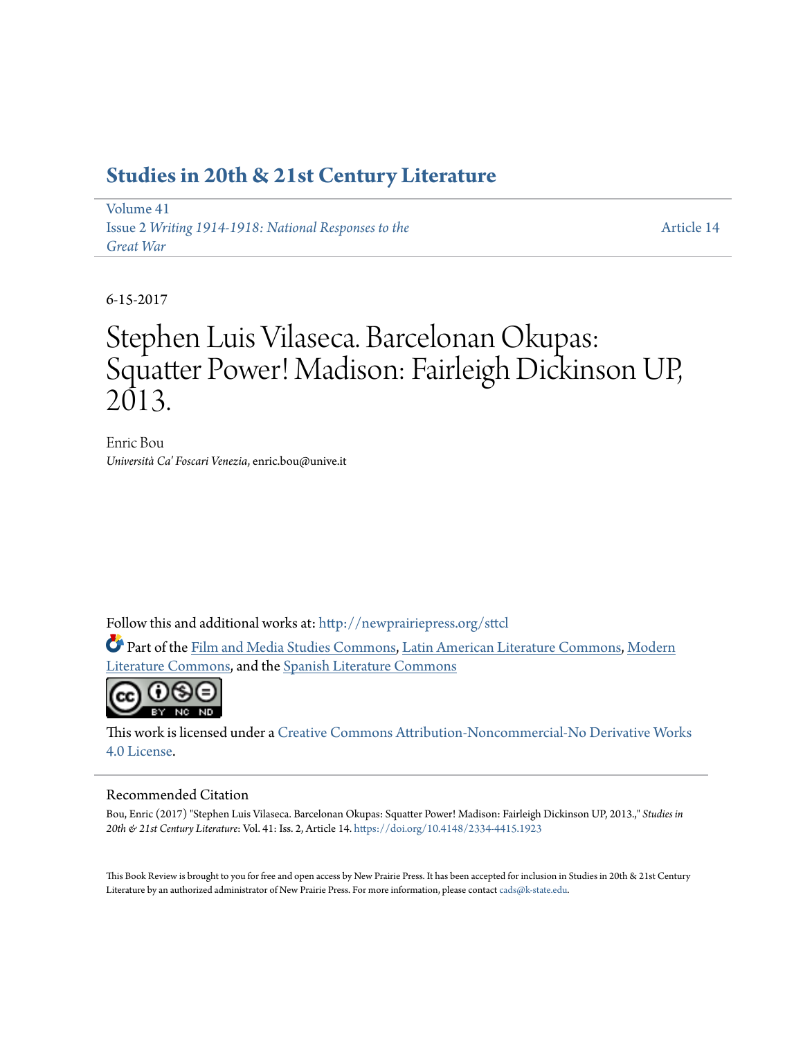## Studies in 20th & 21st Century Literature

Volume 41
Issue 2 *Writing 1914-1918: National Responses to the Great War*

Article 14

6-15-2017

# Stephen Luis Vilaseca. Barcelonan Okupas: Squatter Power! Madison: Fairleigh Dickinson UP, 2013.

Enric Bou
*Università Ca' Foscari Venezia*, enric.bou@unive.it

Follow this and additional works at: http://newprairiepress.org/sttcl

Part of the Film and Media Studies Commons, Latin American Literature Commons, Modern Literature Commons, and the Spanish Literature Commons

This work is licensed under a Creative Commons Attribution-Noncommercial-No Derivative Works 4.0 License.

### Recommended Citation

Bou, Enric (2017) "Stephen Luis Vilaseca. Barcelonan Okupas: Squatter Power! Madison: Fairleigh Dickinson UP, 2013.," *Studies in 20th & 21st Century Literature*: Vol. 41: Iss. 2, Article 14. https://doi.org/10.4148/2334-4415.1923

This Book Review is brought to you for free and open access by New Prairie Press. It has been accepted for inclusion in Studies in 20th & 21st Century Literature by an authorized administrator of New Prairie Press. For more information, please contact cads@k-state.edu.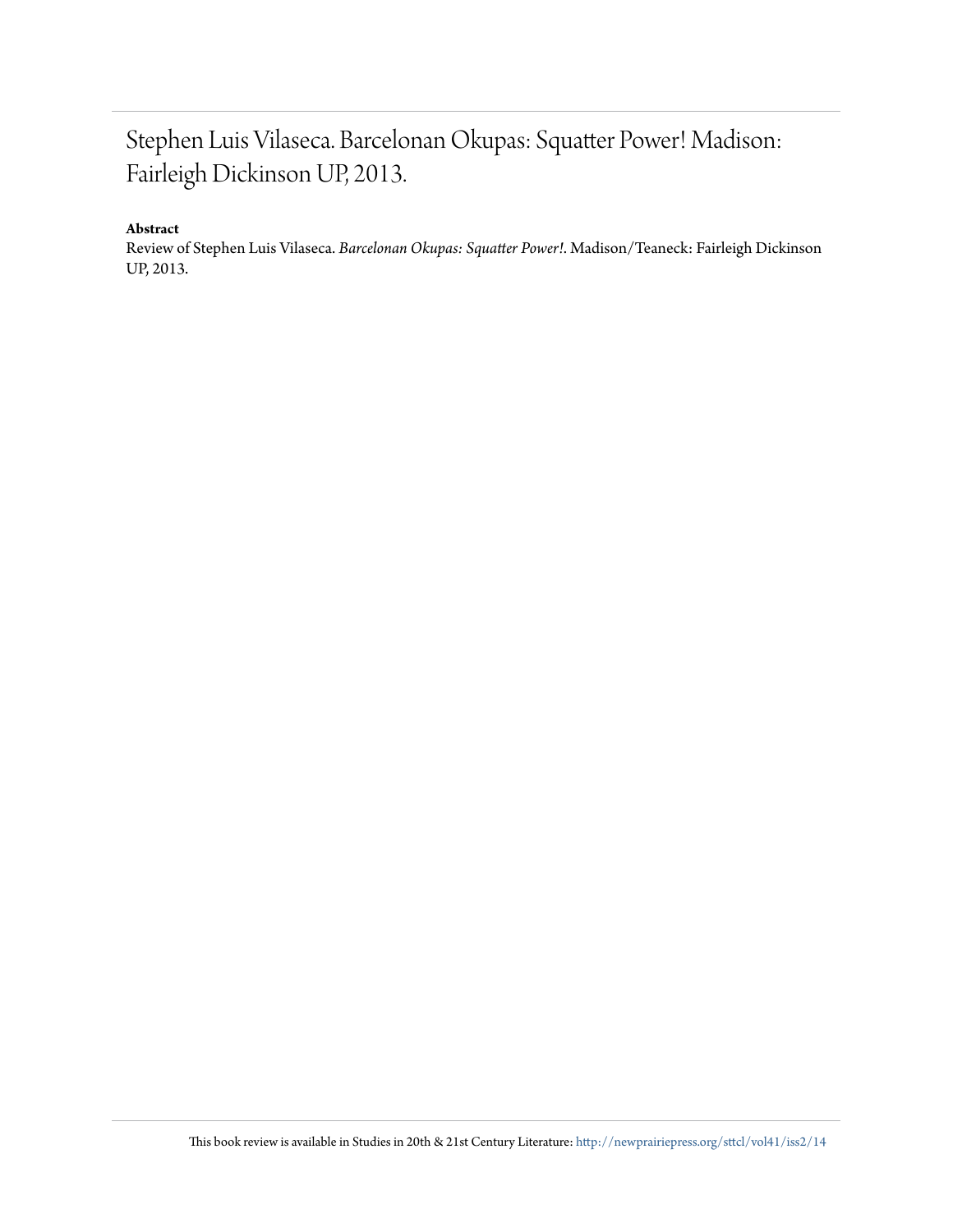# Stephen Luis Vilaseca. Barcelonan Okupas: Squatter Power! Madison: Fairleigh Dickinson UP, 2013.

**Abstract**

Review of Stephen Luis Vilaseca. *Barcelonan Okupas: Squatter Power!*. Madison/Teaneck: Fairleigh Dickinson UP, 2013.

This book review is available in Studies in 20th & 21st Century Literature: http://newprairiepress.org/sttcl/vol41/iss2/14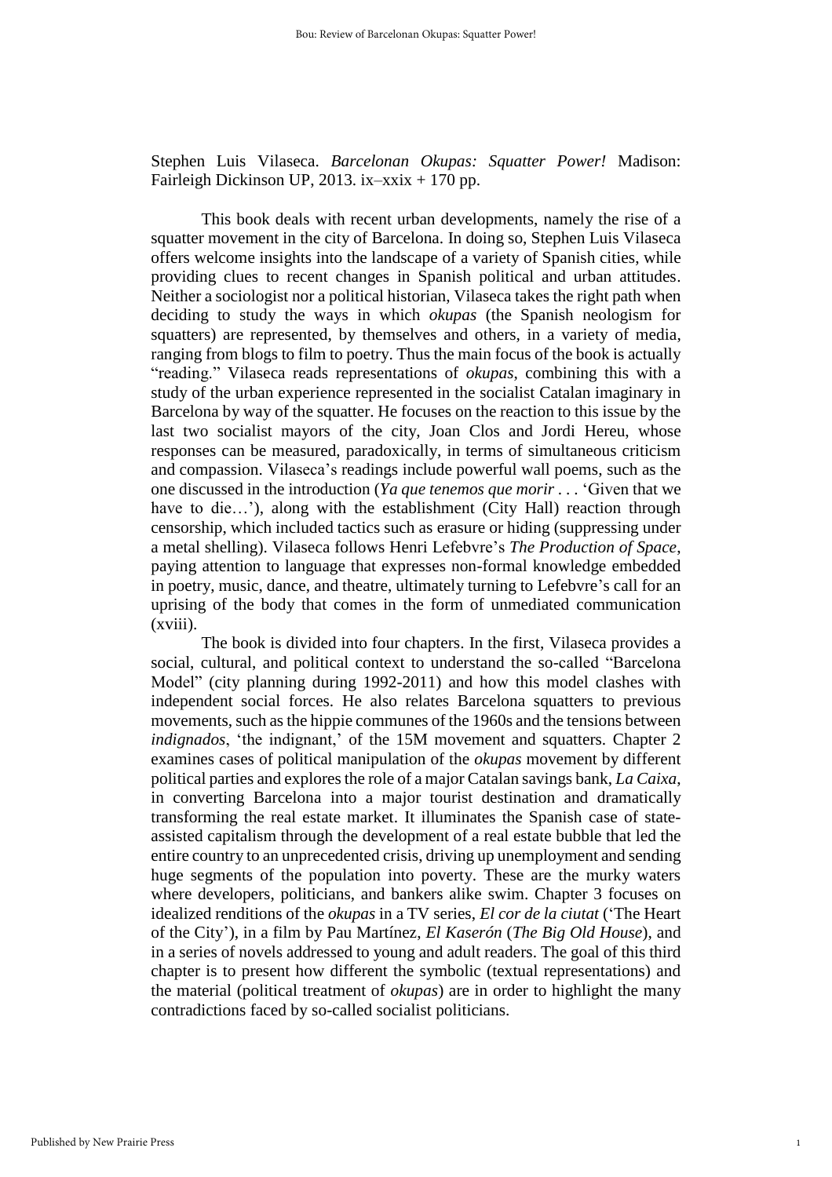Stephen Luis Vilaseca. *Barcelonan Okupas: Squatter Power!* Madison: Fairleigh Dickinson UP, 2013. ix–xxix + 170 pp.

This book deals with recent urban developments, namely the rise of a squatter movement in the city of Barcelona. In doing so, Stephen Luis Vilaseca offers welcome insights into the landscape of a variety of Spanish cities, while providing clues to recent changes in Spanish political and urban attitudes. Neither a sociologist nor a political historian, Vilaseca takes the right path when deciding to study the ways in which *okupas* (the Spanish neologism for squatters) are represented, by themselves and others, in a variety of media, ranging from blogs to film to poetry. Thus the main focus of the book is actually "reading." Vilaseca reads representations of *okupas*, combining this with a study of the urban experience represented in the socialist Catalan imaginary in Barcelona by way of the squatter. He focuses on the reaction to this issue by the last two socialist mayors of the city, Joan Clos and Jordi Hereu, whose responses can be measured, paradoxically, in terms of simultaneous criticism and compassion. Vilaseca's readings include powerful wall poems, such as the one discussed in the introduction (*Ya que tenemos que morir* . . . 'Given that we have to die…'), along with the establishment (City Hall) reaction through censorship, which included tactics such as erasure or hiding (suppressing under a metal shelling). Vilaseca follows Henri Lefebvre's *The Production of Space*, paying attention to language that expresses non-formal knowledge embedded in poetry, music, dance, and theatre, ultimately turning to Lefebvre's call for an uprising of the body that comes in the form of unmediated communication (xviii).

The book is divided into four chapters. In the first, Vilaseca provides a social, cultural, and political context to understand the so-called "Barcelona Model" (city planning during 1992-2011) and how this model clashes with independent social forces. He also relates Barcelona squatters to previous movements, such as the hippie communes of the 1960s and the tensions between *indignados*, 'the indignant,' of the 15M movement and squatters. Chapter 2 examines cases of political manipulation of the *okupas* movement by different political parties and explores the role of a major Catalan savings bank, *La Caixa*, in converting Barcelona into a major tourist destination and dramatically transforming the real estate market. It illuminates the Spanish case of state-assisted capitalism through the development of a real estate bubble that led the entire country to an unprecedented crisis, driving up unemployment and sending huge segments of the population into poverty. These are the murky waters where developers, politicians, and bankers alike swim. Chapter 3 focuses on idealized renditions of the *okupas* in a TV series, *El cor de la ciutat* ('The Heart of the City'), in a film by Pau Martínez, *El Kaserón* (*The Big Old House*), and in a series of novels addressed to young and adult readers. The goal of this third chapter is to present how different the symbolic (textual representations) and the material (political treatment of *okupas*) are in order to highlight the many contradictions faced by so-called socialist politicians.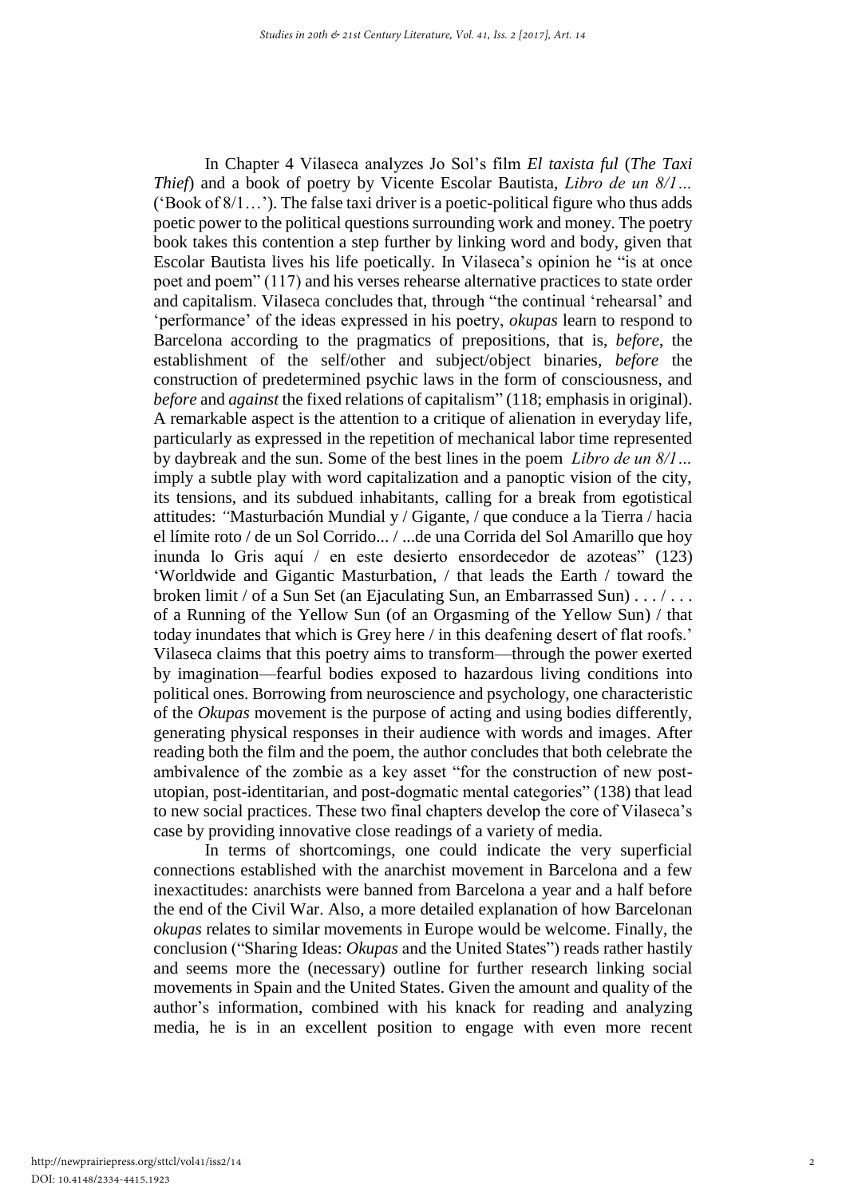In Chapter 4 Vilaseca analyzes Jo Sol's film *El taxista ful* (*The Taxi Thief*) and a book of poetry by Vicente Escolar Bautista, *Libro de un 8/1…* ('Book of 8/1…'). The false taxi driver is a poetic-political figure who thus adds poetic power to the political questions surrounding work and money. The poetry book takes this contention a step further by linking word and body, given that Escolar Bautista lives his life poetically. In Vilaseca's opinion he "is at once poet and poem" (117) and his verses rehearse alternative practices to state order and capitalism. Vilaseca concludes that, through "the continual 'rehearsal' and 'performance' of the ideas expressed in his poetry, *okupas* learn to respond to Barcelona according to the pragmatics of prepositions, that is, *before*, the establishment of the self/other and subject/object binaries, *before* the construction of predetermined psychic laws in the form of consciousness, and *before* and *against* the fixed relations of capitalism" (118; emphasis in original). A remarkable aspect is the attention to a critique of alienation in everyday life, particularly as expressed in the repetition of mechanical labor time represented by daybreak and the sun. Some of the best lines in the poem *Libro de un 8/1…* imply a subtle play with word capitalization and a panoptic vision of the city, its tensions, and its subdued inhabitants, calling for a break from egotistical attitudes: "Masturbación Mundial y / Gigante, / que conduce a la Tierra / hacia el límite roto / de un Sol Corrido... / ...de una Corrida del Sol Amarillo que hoy inunda lo Gris aquí / en este desierto ensordecedor de azoteas" (123) 'Worldwide and Gigantic Masturbation, / that leads the Earth / toward the broken limit / of a Sun Set (an Ejaculating Sun, an Embarrassed Sun) . . . / . . . of a Running of the Yellow Sun (of an Orgasming of the Yellow Sun) / that today inundates that which is Grey here / in this deafening desert of flat roofs.' Vilaseca claims that this poetry aims to transform—through the power exerted by imagination—fearful bodies exposed to hazardous living conditions into political ones. Borrowing from neuroscience and psychology, one characteristic of the *Okupas* movement is the purpose of acting and using bodies differently, generating physical responses in their audience with words and images. After reading both the film and the poem, the author concludes that both celebrate the ambivalence of the zombie as a key asset "for the construction of new post-utopian, post-identitarian, and post-dogmatic mental categories" (138) that lead to new social practices. These two final chapters develop the core of Vilaseca's case by providing innovative close readings of a variety of media.

In terms of shortcomings, one could indicate the very superficial connections established with the anarchist movement in Barcelona and a few inexactitudes: anarchists were banned from Barcelona a year and a half before the end of the Civil War. Also, a more detailed explanation of how Barcelonan *okupas* relates to similar movements in Europe would be welcome. Finally, the conclusion ("Sharing Ideas: *Okupas* and the United States") reads rather hastily and seems more the (necessary) outline for further research linking social movements in Spain and the United States. Given the amount and quality of the author's information, combined with his knack for reading and analyzing media, he is in an excellent position to engage with even more recent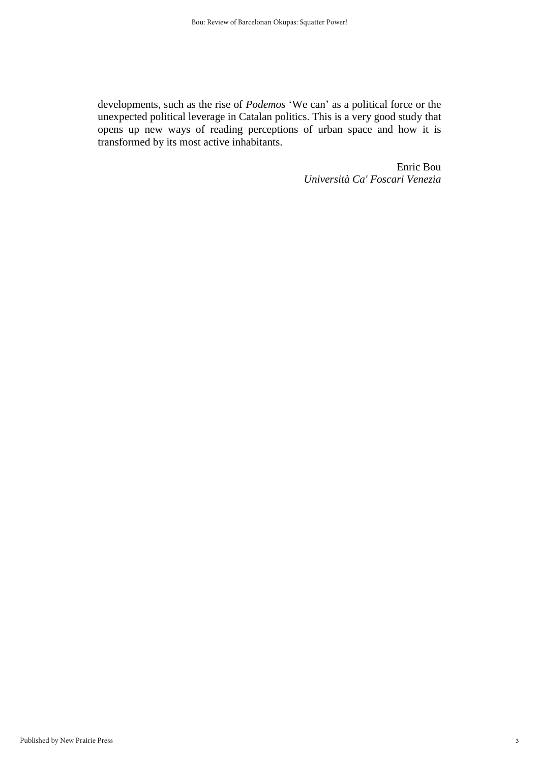developments, such as the rise of *Podemos* 'We can' as a political force or the unexpected political leverage in Catalan politics. This is a very good study that opens up new ways of reading perceptions of urban space and how it is transformed by its most active inhabitants.

Enric Bou
*Università Ca' Foscari Venezia*